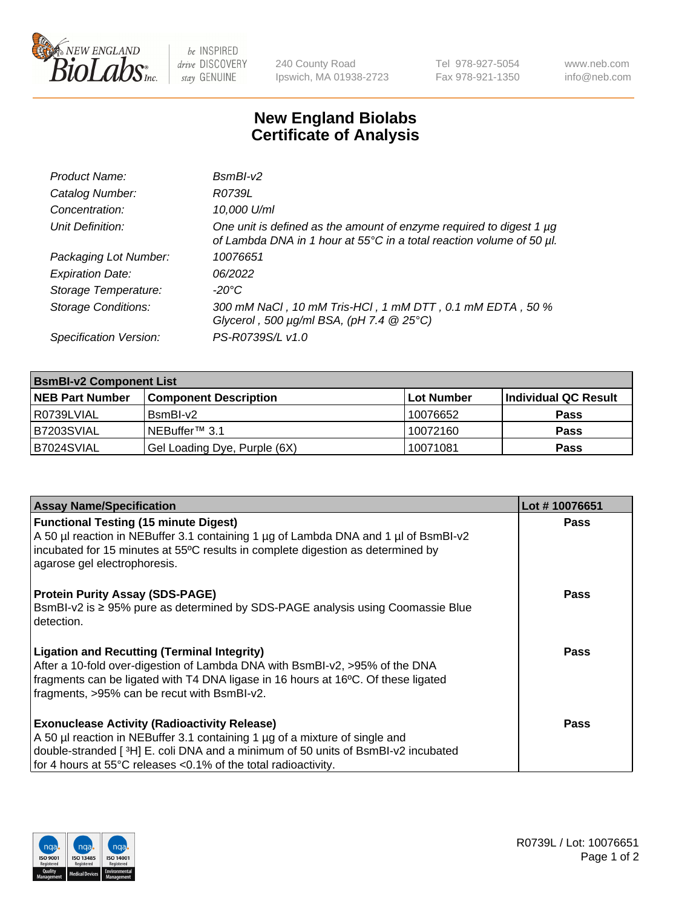New England BioLabs Inc. — be INSPIRED drive DISCOVERY stay GENUINE

240 County Road
Ipswich, MA 01938-2723

Tel 978-927-5054
Fax 978-921-1350

www.neb.com
info@neb.com

# New England Biolabs
# Certificate of Analysis

| | |
|---|---|
| *Product Name:* | *BsmBI-v2* |
| *Catalog Number:* | *R0739L* |
| *Concentration:* | *10,000 U/ml* |
| *Unit Definition:* | *One unit is defined as the amount of enzyme required to digest 1 µg of Lambda DNA in 1 hour at 55°C in a total reaction volume of 50 µl.* |
| *Packaging Lot Number:* | *10076651* |
| *Expiration Date:* | *06/2022* |
| *Storage Temperature:* | *-20°C* |
| *Storage Conditions:* | *300 mM NaCl , 10 mM Tris-HCl , 1 mM DTT , 0.1 mM EDTA , 50 % Glycerol , 500 µg/ml BSA, (pH 7.4 @ 25°C)* |
| *Specification Version:* | *PS-R0739S/L v1.0* |

| **BsmBI-v2 Component List** | | | |
|---|---|---|---|
| **NEB Part Number** | **Component Description** | **Lot Number** | **Individual QC Result** |
| R0739LVIAL | BsmBI-v2 | 10076652 | **Pass** |
| B7203SVIAL | NEBuffer™ 3.1 | 10072160 | **Pass** |
| B7024SVIAL | Gel Loading Dye, Purple (6X) | 10071081 | **Pass** |

| **Assay Name/Specification** | **Lot # 10076651** |
|---|---|
| **Functional Testing (15 minute Digest)**<br>A 50 µl reaction in NEBuffer 3.1 containing 1 µg of Lambda DNA and 1 µl of BsmBI-v2 incubated for 15 minutes at 55ºC results in complete digestion as determined by agarose gel electrophoresis. | **Pass** |
| **Protein Purity Assay (SDS-PAGE)**<br>BsmBI-v2 is ≥ 95% pure as determined by SDS-PAGE analysis using Coomassie Blue detection. | **Pass** |
| **Ligation and Recutting (Terminal Integrity)**<br>After a 10-fold over-digestion of Lambda DNA with BsmBI-v2, >95% of the DNA fragments can be ligated with T4 DNA ligase in 16 hours at 16ºC. Of these ligated fragments, >95% can be recut with BsmBI-v2. | **Pass** |
| **Exonuclease Activity (Radioactivity Release)**<br>A 50 µl reaction in NEBuffer 3.1 containing 1 µg of a mixture of single and double-stranded [ $^3$H] E. coli DNA and a minimum of 50 units of BsmBI-v2 incubated for 4 hours at 55°C releases <0.1% of the total radioactivity. | **Pass** |

R0739L / Lot: 10076651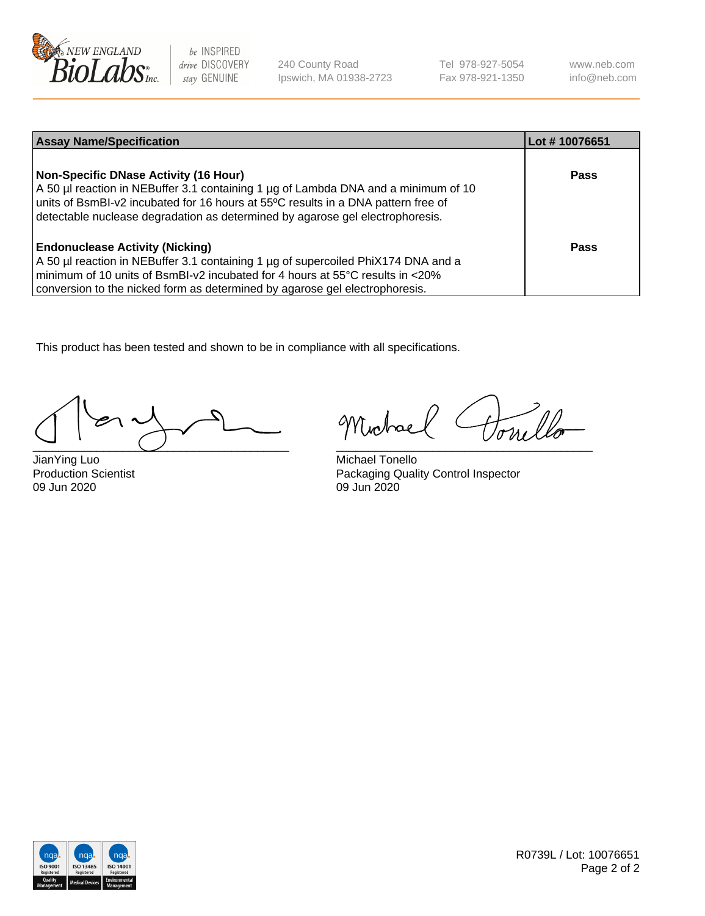240 County Road
Ipswich, MA 01938-2723

Tel 978-927-5054
Fax 978-921-1350

www.neb.com
info@neb.com

| Assay Name/Specification | Lot # 10076651 |
| --- | --- |
| **Non-Specific DNase Activity (16 Hour)**<br>A 50 µl reaction in NEBuffer 3.1 containing 1 µg of Lambda DNA and a minimum of 10 units of BsmBI-v2 incubated for 16 hours at 55ºC results in a DNA pattern free of detectable nuclease degradation as determined by agarose gel electrophoresis. | **Pass** |
| **Endonuclease Activity (Nicking)**<br>A 50 µl reaction in NEBuffer 3.1 containing 1 µg of supercoiled PhiX174 DNA and a minimum of 10 units of BsmBI-v2 incubated for 4 hours at 55°C results in <20% conversion to the nicked form as determined by agarose gel electrophoresis. | **Pass** |

This product has been tested and shown to be in compliance with all specifications.

JianYing Luo
Production Scientist
09 Jun 2020

Michael Tonello
Packaging Quality Control Inspector
09 Jun 2020

R0739L / Lot: 10076651